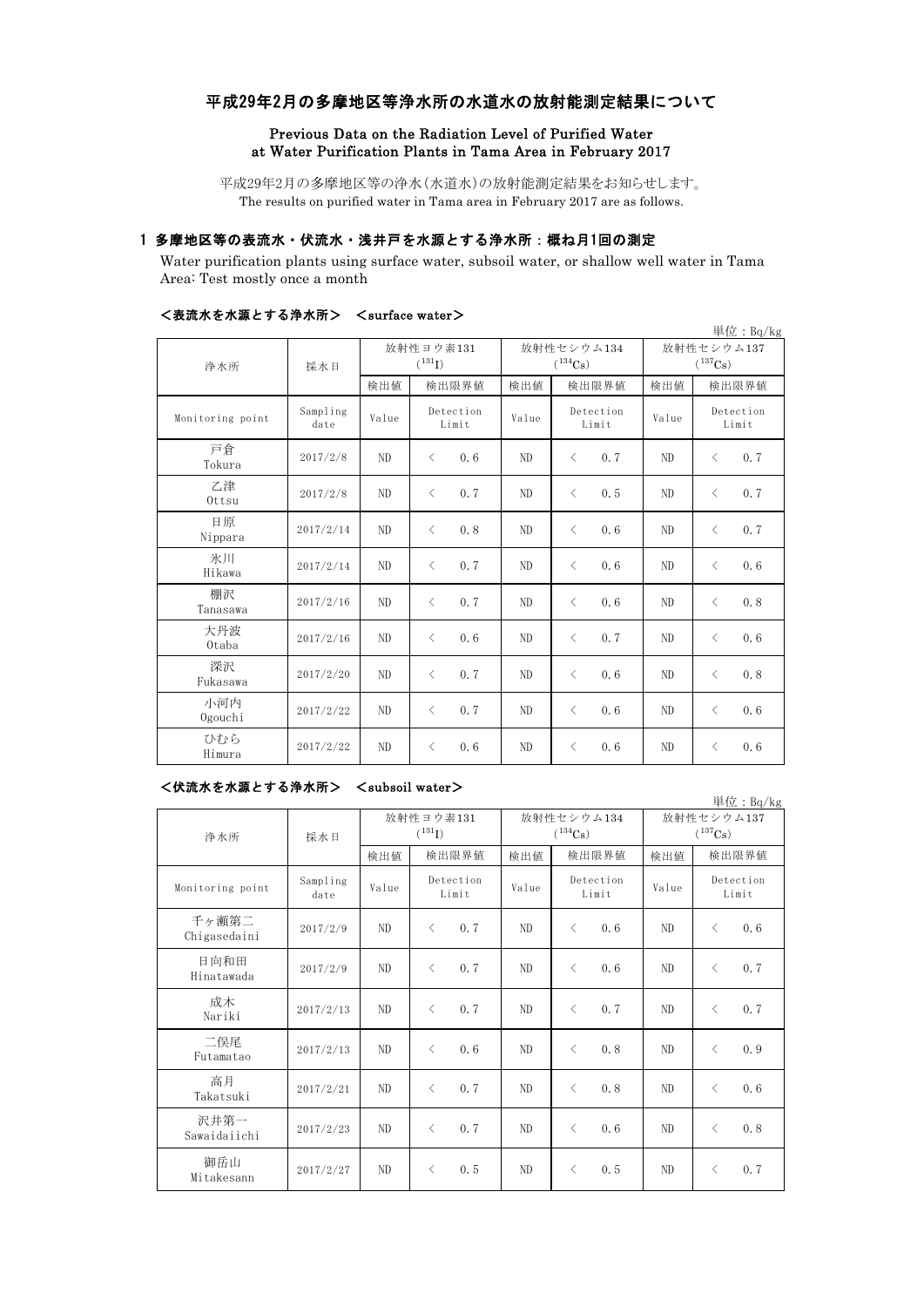# 平成29年2月の多摩地区等浄水所の水道水の放射能測定結果について

## Previous Data on the Radiation Level of Purified Water at Water Purification Plants in Tama Area in February 2017

平成29年2月の多摩地区等の浄水(水道水)の放射能測定結果をお知らせします。
The results on purified water in Tama area in February 2017 are as follows.

### 1 多摩地区等の表流水・伏流水・浅井戸を水源とする浄水所：概ね月1回の測定

Water purification plants using surface water, subsoil water, or shallow well water in Tama Area: Test mostly once a month

#### ＜表流水を水源とする浄水所＞ ＜surface water＞

単位：Bq/kg

| 浄水所 | 採水日 | 放射性ヨウ素131 ($^{131}I$) | | 放射性セシウム134 ($^{134}Cs$) | | 放射性セシウム137 ($^{137}Cs$) | |
|---|---|---|---|---|---|---|---|
| | | 検出値 | 検出限界値 | 検出値 | 検出限界値 | 検出値 | 検出限界値 |
| Monitoring point | Sampling date | Value | Detection Limit | Value | Detection Limit | Value | Detection Limit |
| 戸倉 Tokura | 2017/2/8 | ND | ＜ 0.6 | ND | ＜ 0.7 | ND | ＜ 0.7 |
| 乙津 Ottsu | 2017/2/8 | ND | ＜ 0.7 | ND | ＜ 0.5 | ND | ＜ 0.7 |
| 日原 Nippara | 2017/2/14 | ND | ＜ 0.8 | ND | ＜ 0.6 | ND | ＜ 0.7 |
| 氷川 Hikawa | 2017/2/14 | ND | ＜ 0.7 | ND | ＜ 0.6 | ND | ＜ 0.6 |
| 棚沢 Tanasawa | 2017/2/16 | ND | ＜ 0.7 | ND | ＜ 0.6 | ND | ＜ 0.8 |
| 大丹波 Otaba | 2017/2/16 | ND | ＜ 0.6 | ND | ＜ 0.7 | ND | ＜ 0.6 |
| 深沢 Fukasawa | 2017/2/20 | ND | ＜ 0.7 | ND | ＜ 0.6 | ND | ＜ 0.8 |
| 小河内 Ogouchi | 2017/2/22 | ND | ＜ 0.7 | ND | ＜ 0.6 | ND | ＜ 0.6 |
| ひむら Himura | 2017/2/22 | ND | ＜ 0.6 | ND | ＜ 0.6 | ND | ＜ 0.6 |

#### ＜伏流水を水源とする浄水所＞ ＜subsoil water＞

単位：Bq/kg

| 浄水所 | 採水日 | 放射性ヨウ素131 ($^{131}I$) | | 放射性セシウム134 ($^{134}Cs$) | | 放射性セシウム137 ($^{137}Cs$) | |
|---|---|---|---|---|---|---|---|
| | | 検出値 | 検出限界値 | 検出値 | 検出限界値 | 検出値 | 検出限界値 |
| Monitoring point | Sampling date | Value | Detection Limit | Value | Detection Limit | Value | Detection Limit |
| 千ヶ瀬第二 Chigasedaini | 2017/2/9 | ND | ＜ 0.7 | ND | ＜ 0.6 | ND | ＜ 0.6 |
| 日向和田 Hinatawada | 2017/2/9 | ND | ＜ 0.7 | ND | ＜ 0.6 | ND | ＜ 0.7 |
| 成木 Nariki | 2017/2/13 | ND | ＜ 0.7 | ND | ＜ 0.7 | ND | ＜ 0.7 |
| 二俣尾 Futamatao | 2017/2/13 | ND | ＜ 0.6 | ND | ＜ 0.8 | ND | ＜ 0.9 |
| 高月 Takatsuki | 2017/2/21 | ND | ＜ 0.7 | ND | ＜ 0.8 | ND | ＜ 0.6 |
| 沢井第一 Sawaidaiichi | 2017/2/23 | ND | ＜ 0.7 | ND | ＜ 0.6 | ND | ＜ 0.8 |
| 御岳山 Mitakesann | 2017/2/27 | ND | ＜ 0.5 | ND | ＜ 0.5 | ND | ＜ 0.7 |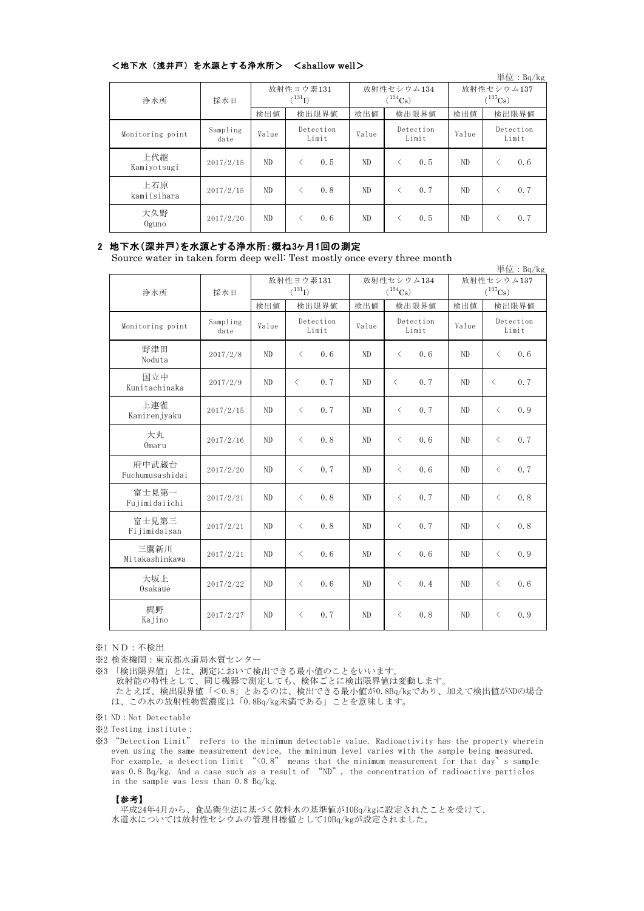## <地下水（浅井戸）を水源とする浄水所>　<shallow well>

単位：Bq/kg

| 浄水所 | 採水日 | 放射性ヨウ素131 ($^{131}I$) | | 放射性セシウム134 ($^{134}Cs$) | | 放射性セシウム137 ($^{137}Cs$) | |
|---|---|---|---|---|---|---|---|
| | | 検出値 | 検出限界値 | 検出値 | 検出限界値 | 検出値 | 検出限界値 |
| Monitoring point | Sampling date | Value | Detection Limit | Value | Detection Limit | Value | Detection Limit |
| 上代継 Kamiyotsugi | 2017/2/15 | ND | < 0.5 | ND | < 0.5 | ND | < 0.6 |
| 上石原 kamiisihara | 2017/2/15 | ND | < 0.8 | ND | < 0.7 | ND | < 0.7 |
| 大久野 Oguno | 2017/2/20 | ND | < 0.6 | ND | < 0.5 | ND | < 0.7 |

## 2 地下水(深井戸)を水源とする浄水所:概ね3ヶ月1回の測定

Source water in taken form deep well: Test mostly once every three month

単位：Bq/kg

| 浄水所 | 採水日 | 放射性ヨウ素131 ($^{131}I$) | | 放射性セシウム134 ($^{134}Cs$) | | 放射性セシウム137 ($^{137}Cs$) | |
|---|---|---|---|---|---|---|---|
| | | 検出値 | 検出限界値 | 検出値 | 検出限界値 | 検出値 | 検出限界値 |
| Monitoring point | Sampling date | Value | Detection Limit | Value | Detection Limit | Value | Detection Limit |
| 野津田 Noduta | 2017/2/8 | ND | < 0.6 | ND | < 0.6 | ND | < 0.6 |
| 国立中 Kunitachinaka | 2017/2/9 | ND | < 0.7 | ND | < 0.7 | ND | < 0.7 |
| 上連雀 Kamirenjyaku | 2017/2/15 | ND | < 0.7 | ND | < 0.7 | ND | < 0.9 |
| 大丸 Omaru | 2017/2/16 | ND | < 0.8 | ND | < 0.6 | ND | < 0.7 |
| 府中武蔵台 Fuchumusashidai | 2017/2/20 | ND | < 0.7 | ND | < 0.6 | ND | < 0.7 |
| 富士見第一 Fujimidaiichi | 2017/2/21 | ND | < 0.8 | ND | < 0.7 | ND | < 0.8 |
| 富士見第三 Fijimidaisan | 2017/2/21 | ND | < 0.8 | ND | < 0.7 | ND | < 0.8 |
| 三鷹新川 Mitakashinkawa | 2017/2/21 | ND | < 0.6 | ND | < 0.6 | ND | < 0.9 |
| 大坂上 Osakaue | 2017/2/22 | ND | < 0.6 | ND | < 0.4 | ND | < 0.6 |
| 梶野 Kajino | 2017/2/27 | ND | < 0.7 | ND | < 0.8 | ND | < 0.9 |

※1 ＮＤ：不検出

※2 検査機関：東京都水道局水質センター

※3 「検出限界値」とは、測定において検出できる最小値のことをいいます。
放射能の特性として、同じ機器で測定しても、検体ごとに検出限界値は変動します。
たとえば、検出限界値「<0.8」とあるのは、検出できる最小値が0.8Bq/kgであり、加えて検出値がNDの場合は、この水の放射性物質濃度は「0.8Bq/kg未満である」ことを意味します。

※1 ND：Not Detectable

※2 Testing institute：

※3 "Detection Limit" refers to the minimum detectable value. Radioactivity has the property wherein even using the same measurement device, the minimum level varies with the sample being measured. For example, a detection limit "<0.8" means that the minimum measurement for that day's sample was 0.8 Bq/kg. And a case such as a result of "ND", the concentration of radioactive particles in the sample was less than 0.8 Bq/kg.

【参考】

平成24年4月から、食品衛生法に基づく飲料水の基準値が10Bq/kgに設定されたことを受けて、水道水については放射性セシウムの管理目標値として10Bq/kgが設定されました。